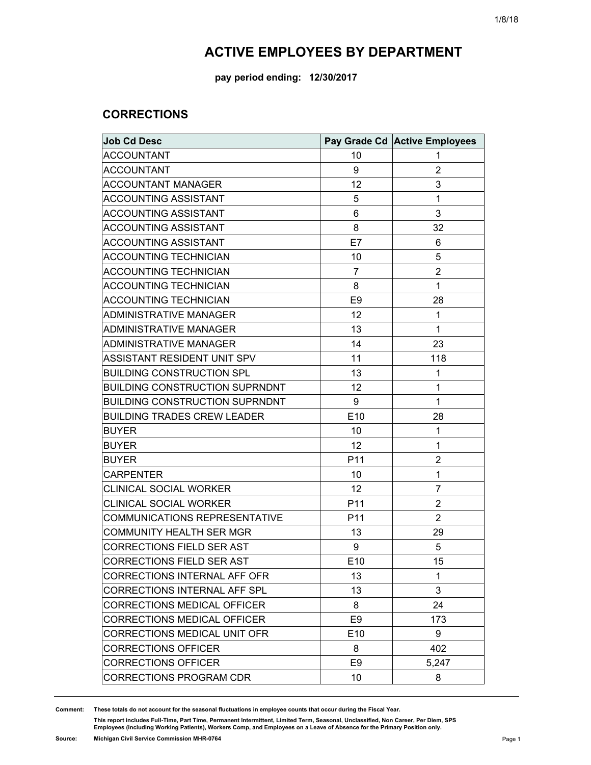# ACTIVE EMPLOYEES BY DEPARTMENT

**pay period ending: 12/30/2017**

## CORRECTIONS

| Job Cd Desc | Pay Grade Cd | Active Employees |
|---|---|---|
| ACCOUNTANT | 10 | 1 |
| ACCOUNTANT | 9 | 2 |
| ACCOUNTANT MANAGER | 12 | 3 |
| ACCOUNTING ASSISTANT | 5 | 1 |
| ACCOUNTING ASSISTANT | 6 | 3 |
| ACCOUNTING ASSISTANT | 8 | 32 |
| ACCOUNTING ASSISTANT | E7 | 6 |
| ACCOUNTING TECHNICIAN | 10 | 5 |
| ACCOUNTING TECHNICIAN | 7 | 2 |
| ACCOUNTING TECHNICIAN | 8 | 1 |
| ACCOUNTING TECHNICIAN | E9 | 28 |
| ADMINISTRATIVE MANAGER | 12 | 1 |
| ADMINISTRATIVE MANAGER | 13 | 1 |
| ADMINISTRATIVE MANAGER | 14 | 23 |
| ASSISTANT RESIDENT UNIT SPV | 11 | 118 |
| BUILDING CONSTRUCTION SPL | 13 | 1 |
| BUILDING CONSTRUCTION SUPRNDNT | 12 | 1 |
| BUILDING CONSTRUCTION SUPRNDNT | 9 | 1 |
| BUILDING TRADES CREW LEADER | E10 | 28 |
| BUYER | 10 | 1 |
| BUYER | 12 | 1 |
| BUYER | P11 | 2 |
| CARPENTER | 10 | 1 |
| CLINICAL SOCIAL WORKER | 12 | 7 |
| CLINICAL SOCIAL WORKER | P11 | 2 |
| COMMUNICATIONS REPRESENTATIVE | P11 | 2 |
| COMMUNITY HEALTH SER MGR | 13 | 29 |
| CORRECTIONS FIELD SER AST | 9 | 5 |
| CORRECTIONS FIELD SER AST | E10 | 15 |
| CORRECTIONS INTERNAL AFF OFR | 13 | 1 |
| CORRECTIONS INTERNAL AFF SPL | 13 | 3 |
| CORRECTIONS MEDICAL OFFICER | 8 | 24 |
| CORRECTIONS MEDICAL OFFICER | E9 | 173 |
| CORRECTIONS MEDICAL UNIT OFR | E10 | 9 |
| CORRECTIONS OFFICER | 8 | 402 |
| CORRECTIONS OFFICER | E9 | 5,247 |
| CORRECTIONS PROGRAM CDR | 10 | 8 |

**Comment:** These totals do not account for the seasonal fluctuations in employee counts that occur during the Fiscal Year.

This report includes Full-Time, Part Time, Permanent Intermittent, Limited Term, Seasonal, Unclassified, Non Career, Per Diem, SPS Employees (including Working Patients), Workers Comp, and Employees on a Leave of Absence for the Primary Position only.

**Source:** Michigan Civil Service Commission MHR-0764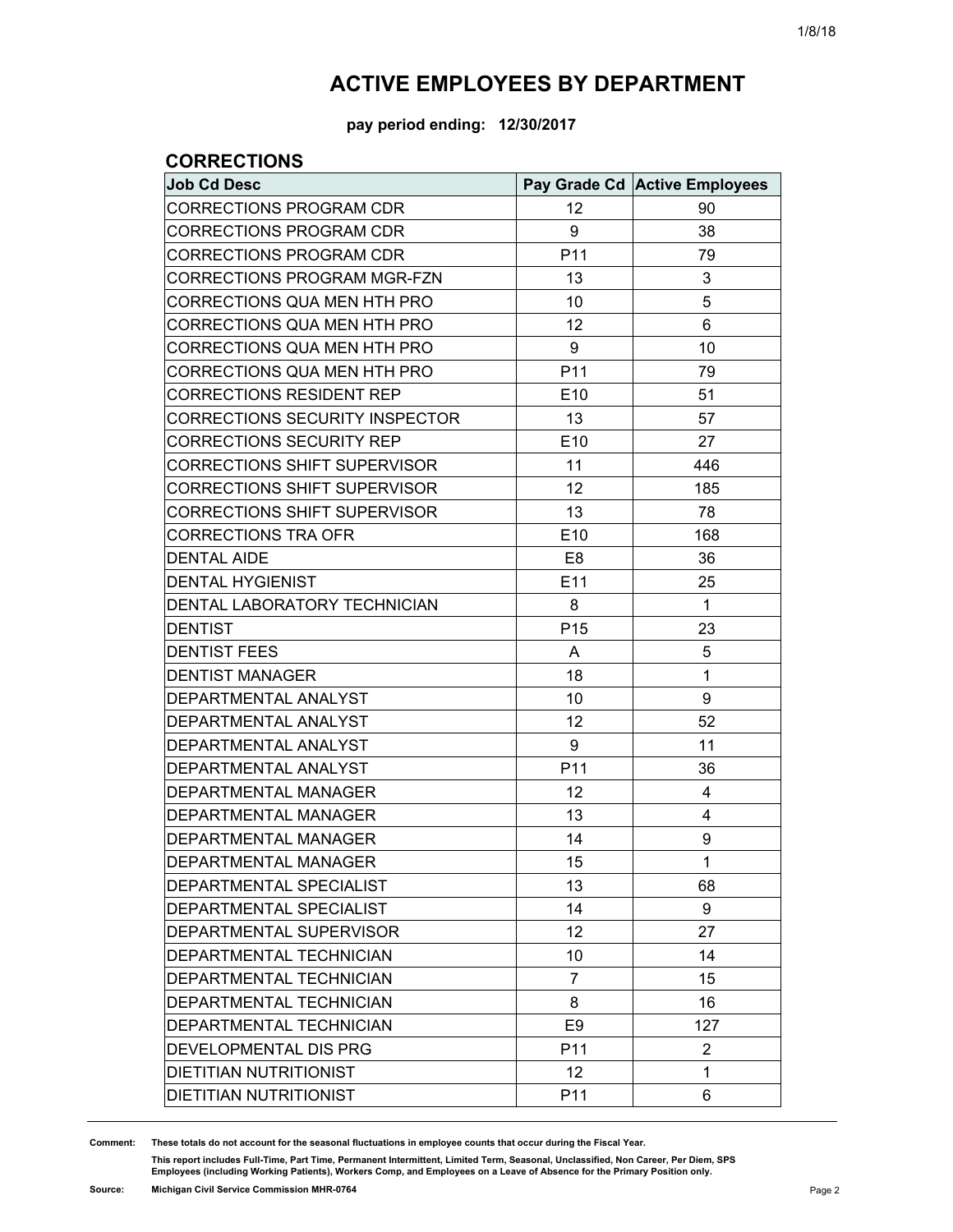# ACTIVE EMPLOYEES BY DEPARTMENT

**pay period ending: 12/30/2017**

## CORRECTIONS

| Job Cd Desc | Pay Grade Cd | Active Employees |
|---|---|---|
| CORRECTIONS PROGRAM CDR | 12 | 90 |
| CORRECTIONS PROGRAM CDR | 9 | 38 |
| CORRECTIONS PROGRAM CDR | P11 | 79 |
| CORRECTIONS PROGRAM MGR-FZN | 13 | 3 |
| CORRECTIONS QUA MEN HTH PRO | 10 | 5 |
| CORRECTIONS QUA MEN HTH PRO | 12 | 6 |
| CORRECTIONS QUA MEN HTH PRO | 9 | 10 |
| CORRECTIONS QUA MEN HTH PRO | P11 | 79 |
| CORRECTIONS RESIDENT REP | E10 | 51 |
| CORRECTIONS SECURITY INSPECTOR | 13 | 57 |
| CORRECTIONS SECURITY REP | E10 | 27 |
| CORRECTIONS SHIFT SUPERVISOR | 11 | 446 |
| CORRECTIONS SHIFT SUPERVISOR | 12 | 185 |
| CORRECTIONS SHIFT SUPERVISOR | 13 | 78 |
| CORRECTIONS TRA OFR | E10 | 168 |
| DENTAL AIDE | E8 | 36 |
| DENTAL HYGIENIST | E11 | 25 |
| DENTAL LABORATORY TECHNICIAN | 8 | 1 |
| DENTIST | P15 | 23 |
| DENTIST FEES | A | 5 |
| DENTIST MANAGER | 18 | 1 |
| DEPARTMENTAL ANALYST | 10 | 9 |
| DEPARTMENTAL ANALYST | 12 | 52 |
| DEPARTMENTAL ANALYST | 9 | 11 |
| DEPARTMENTAL ANALYST | P11 | 36 |
| DEPARTMENTAL MANAGER | 12 | 4 |
| DEPARTMENTAL MANAGER | 13 | 4 |
| DEPARTMENTAL MANAGER | 14 | 9 |
| DEPARTMENTAL MANAGER | 15 | 1 |
| DEPARTMENTAL SPECIALIST | 13 | 68 |
| DEPARTMENTAL SPECIALIST | 14 | 9 |
| DEPARTMENTAL SUPERVISOR | 12 | 27 |
| DEPARTMENTAL TECHNICIAN | 10 | 14 |
| DEPARTMENTAL TECHNICIAN | 7 | 15 |
| DEPARTMENTAL TECHNICIAN | 8 | 16 |
| DEPARTMENTAL TECHNICIAN | E9 | 127 |
| DEVELOPMENTAL DIS PRG | P11 | 2 |
| DIETITIAN NUTRITIONIST | 12 | 1 |
| DIETITIAN NUTRITIONIST | P11 | 6 |

**Comment:** These totals do not account for the seasonal fluctuations in employee counts that occur during the Fiscal Year.

This report includes Full-Time, Part Time, Permanent Intermittent, Limited Term, Seasonal, Unclassified, Non Career, Per Diem, SPS Employees (including Working Patients), Workers Comp, and Employees on a Leave of Absence for the Primary Position only.

**Source:** Michigan Civil Service Commission MHR-0764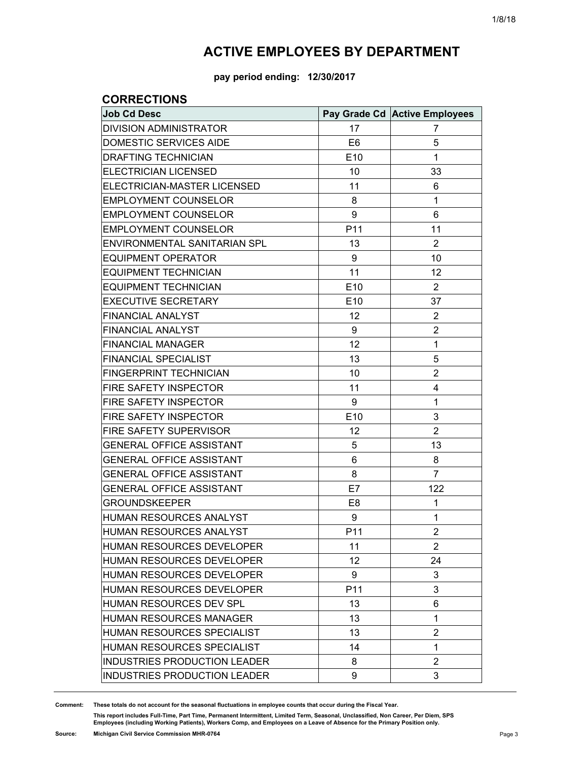# ACTIVE EMPLOYEES BY DEPARTMENT

**pay period ending: 12/30/2017**

## CORRECTIONS

| Job Cd Desc | Pay Grade Cd | Active Employees |
|---|---|---|
| DIVISION ADMINISTRATOR | 17 | 7 |
| DOMESTIC SERVICES AIDE | E6 | 5 |
| DRAFTING TECHNICIAN | E10 | 1 |
| ELECTRICIAN LICENSED | 10 | 33 |
| ELECTRICIAN-MASTER LICENSED | 11 | 6 |
| EMPLOYMENT COUNSELOR | 8 | 1 |
| EMPLOYMENT COUNSELOR | 9 | 6 |
| EMPLOYMENT COUNSELOR | P11 | 11 |
| ENVIRONMENTAL SANITARIAN SPL | 13 | 2 |
| EQUIPMENT OPERATOR | 9 | 10 |
| EQUIPMENT TECHNICIAN | 11 | 12 |
| EQUIPMENT TECHNICIAN | E10 | 2 |
| EXECUTIVE SECRETARY | E10 | 37 |
| FINANCIAL ANALYST | 12 | 2 |
| FINANCIAL ANALYST | 9 | 2 |
| FINANCIAL MANAGER | 12 | 1 |
| FINANCIAL SPECIALIST | 13 | 5 |
| FINGERPRINT TECHNICIAN | 10 | 2 |
| FIRE SAFETY INSPECTOR | 11 | 4 |
| FIRE SAFETY INSPECTOR | 9 | 1 |
| FIRE SAFETY INSPECTOR | E10 | 3 |
| FIRE SAFETY SUPERVISOR | 12 | 2 |
| GENERAL OFFICE ASSISTANT | 5 | 13 |
| GENERAL OFFICE ASSISTANT | 6 | 8 |
| GENERAL OFFICE ASSISTANT | 8 | 7 |
| GENERAL OFFICE ASSISTANT | E7 | 122 |
| GROUNDSKEEPER | E8 | 1 |
| HUMAN RESOURCES ANALYST | 9 | 1 |
| HUMAN RESOURCES ANALYST | P11 | 2 |
| HUMAN RESOURCES DEVELOPER | 11 | 2 |
| HUMAN RESOURCES DEVELOPER | 12 | 24 |
| HUMAN RESOURCES DEVELOPER | 9 | 3 |
| HUMAN RESOURCES DEVELOPER | P11 | 3 |
| HUMAN RESOURCES DEV SPL | 13 | 6 |
| HUMAN RESOURCES MANAGER | 13 | 1 |
| HUMAN RESOURCES SPECIALIST | 13 | 2 |
| HUMAN RESOURCES SPECIALIST | 14 | 1 |
| INDUSTRIES PRODUCTION LEADER | 8 | 2 |
| INDUSTRIES PRODUCTION LEADER | 9 | 3 |

**Comment:** These totals do not account for the seasonal fluctuations in employee counts that occur during the Fiscal Year.

This report includes Full-Time, Part Time, Permanent Intermittent, Limited Term, Seasonal, Unclassified, Non Career, Per Diem, SPS Employees (including Working Patients), Workers Comp, and Employees on a Leave of Absence for the Primary Position only.

**Source:** Michigan Civil Service Commission MHR-0764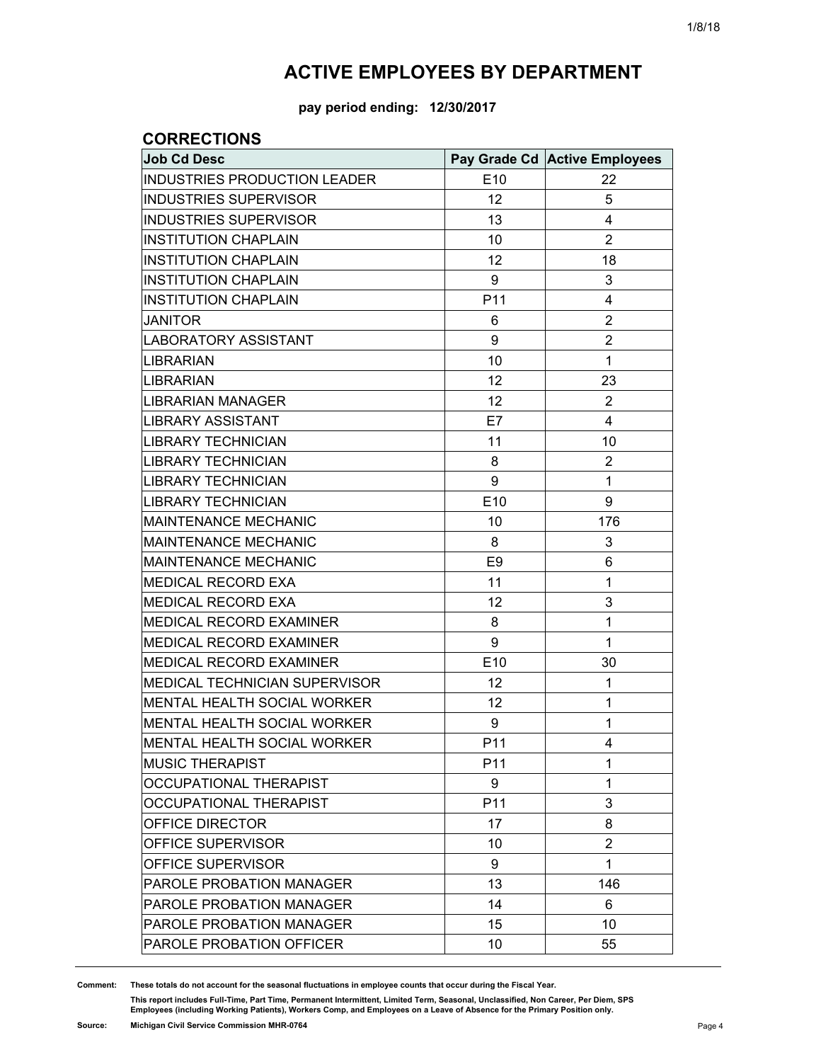# ACTIVE EMPLOYEES BY DEPARTMENT

**pay period ending: 12/30/2017**

## CORRECTIONS

| Job Cd Desc | Pay Grade Cd | Active Employees |
|---|---|---|
| INDUSTRIES PRODUCTION LEADER | E10 | 22 |
| INDUSTRIES SUPERVISOR | 12 | 5 |
| INDUSTRIES SUPERVISOR | 13 | 4 |
| INSTITUTION CHAPLAIN | 10 | 2 |
| INSTITUTION CHAPLAIN | 12 | 18 |
| INSTITUTION CHAPLAIN | 9 | 3 |
| INSTITUTION CHAPLAIN | P11 | 4 |
| JANITOR | 6 | 2 |
| LABORATORY ASSISTANT | 9 | 2 |
| LIBRARIAN | 10 | 1 |
| LIBRARIAN | 12 | 23 |
| LIBRARIAN MANAGER | 12 | 2 |
| LIBRARY ASSISTANT | E7 | 4 |
| LIBRARY TECHNICIAN | 11 | 10 |
| LIBRARY TECHNICIAN | 8 | 2 |
| LIBRARY TECHNICIAN | 9 | 1 |
| LIBRARY TECHNICIAN | E10 | 9 |
| MAINTENANCE MECHANIC | 10 | 176 |
| MAINTENANCE MECHANIC | 8 | 3 |
| MAINTENANCE MECHANIC | E9 | 6 |
| MEDICAL RECORD EXA | 11 | 1 |
| MEDICAL RECORD EXA | 12 | 3 |
| MEDICAL RECORD EXAMINER | 8 | 1 |
| MEDICAL RECORD EXAMINER | 9 | 1 |
| MEDICAL RECORD EXAMINER | E10 | 30 |
| MEDICAL TECHNICIAN SUPERVISOR | 12 | 1 |
| MENTAL HEALTH SOCIAL WORKER | 12 | 1 |
| MENTAL HEALTH SOCIAL WORKER | 9 | 1 |
| MENTAL HEALTH SOCIAL WORKER | P11 | 4 |
| MUSIC THERAPIST | P11 | 1 |
| OCCUPATIONAL THERAPIST | 9 | 1 |
| OCCUPATIONAL THERAPIST | P11 | 3 |
| OFFICE DIRECTOR | 17 | 8 |
| OFFICE SUPERVISOR | 10 | 2 |
| OFFICE SUPERVISOR | 9 | 1 |
| PAROLE PROBATION MANAGER | 13 | 146 |
| PAROLE PROBATION MANAGER | 14 | 6 |
| PAROLE PROBATION MANAGER | 15 | 10 |
| PAROLE PROBATION OFFICER | 10 | 55 |

**Comment:** **These totals do not account for the seasonal fluctuations in employee counts that occur during the Fiscal Year.**

**This report includes Full-Time, Part Time, Permanent Intermittent, Limited Term, Seasonal, Unclassified, Non Career, Per Diem, SPS Employees (including Working Patients), Workers Comp, and Employees on a Leave of Absence for the Primary Position only.**

**Source:** **Michigan Civil Service Commission MHR-0764**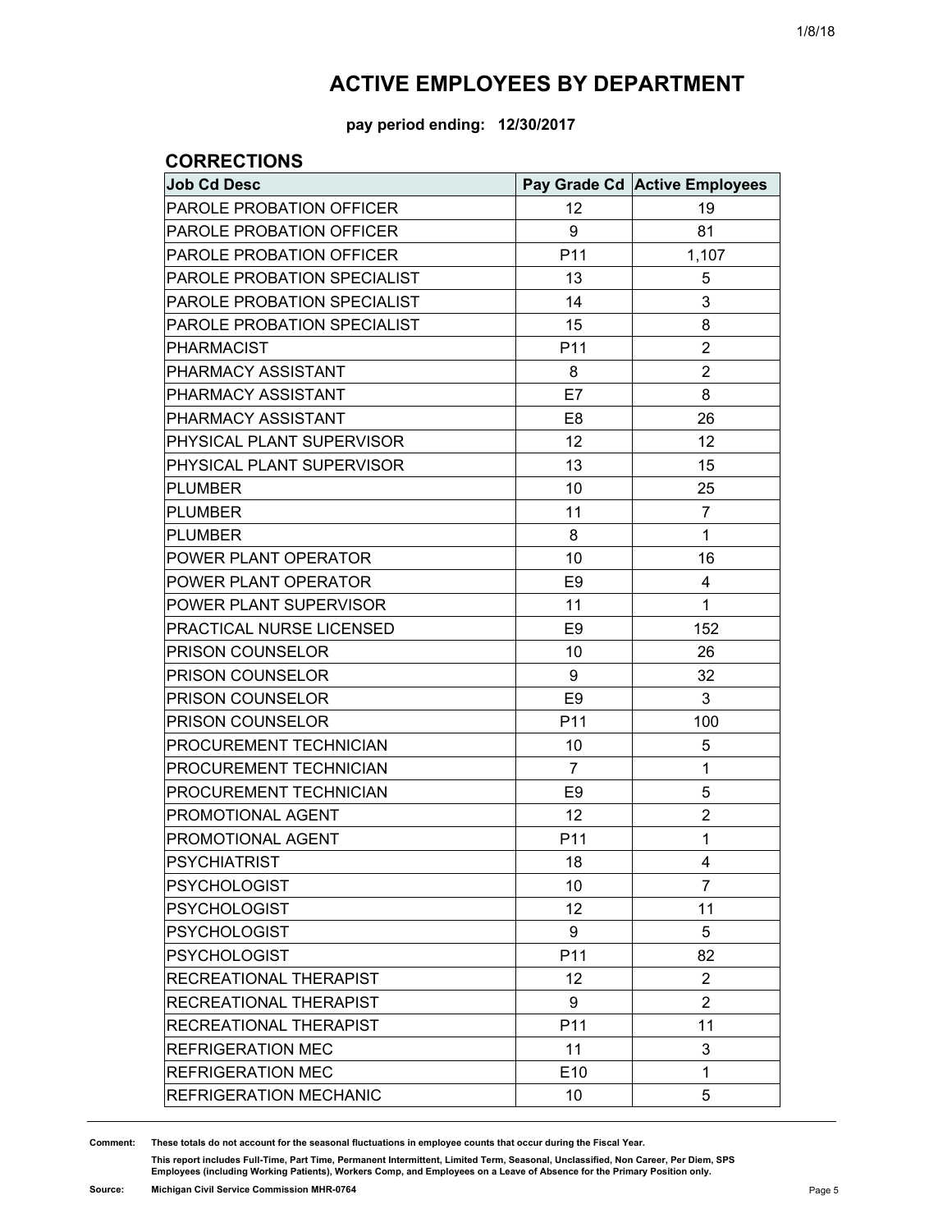# ACTIVE EMPLOYEES BY DEPARTMENT

**pay period ending: 12/30/2017**

## CORRECTIONS

| Job Cd Desc | Pay Grade Cd | Active Employees |
|---|---|---|
| PAROLE PROBATION OFFICER | 12 | 19 |
| PAROLE PROBATION OFFICER | 9 | 81 |
| PAROLE PROBATION OFFICER | P11 | 1,107 |
| PAROLE PROBATION SPECIALIST | 13 | 5 |
| PAROLE PROBATION SPECIALIST | 14 | 3 |
| PAROLE PROBATION SPECIALIST | 15 | 8 |
| PHARMACIST | P11 | 2 |
| PHARMACY ASSISTANT | 8 | 2 |
| PHARMACY ASSISTANT | E7 | 8 |
| PHARMACY ASSISTANT | E8 | 26 |
| PHYSICAL PLANT SUPERVISOR | 12 | 12 |
| PHYSICAL PLANT SUPERVISOR | 13 | 15 |
| PLUMBER | 10 | 25 |
| PLUMBER | 11 | 7 |
| PLUMBER | 8 | 1 |
| POWER PLANT OPERATOR | 10 | 16 |
| POWER PLANT OPERATOR | E9 | 4 |
| POWER PLANT SUPERVISOR | 11 | 1 |
| PRACTICAL NURSE LICENSED | E9 | 152 |
| PRISON COUNSELOR | 10 | 26 |
| PRISON COUNSELOR | 9 | 32 |
| PRISON COUNSELOR | E9 | 3 |
| PRISON COUNSELOR | P11 | 100 |
| PROCUREMENT TECHNICIAN | 10 | 5 |
| PROCUREMENT TECHNICIAN | 7 | 1 |
| PROCUREMENT TECHNICIAN | E9 | 5 |
| PROMOTIONAL AGENT | 12 | 2 |
| PROMOTIONAL AGENT | P11 | 1 |
| PSYCHIATRIST | 18 | 4 |
| PSYCHOLOGIST | 10 | 7 |
| PSYCHOLOGIST | 12 | 11 |
| PSYCHOLOGIST | 9 | 5 |
| PSYCHOLOGIST | P11 | 82 |
| RECREATIONAL THERAPIST | 12 | 2 |
| RECREATIONAL THERAPIST | 9 | 2 |
| RECREATIONAL THERAPIST | P11 | 11 |
| REFRIGERATION MEC | 11 | 3 |
| REFRIGERATION MEC | E10 | 1 |
| REFRIGERATION MECHANIC | 10 | 5 |

**Comment:** These totals do not account for the seasonal fluctuations in employee counts that occur during the Fiscal Year.

This report includes Full-Time, Part Time, Permanent Intermittent, Limited Term, Seasonal, Unclassified, Non Career, Per Diem, SPS Employees (including Working Patients), Workers Comp, and Employees on a Leave of Absence for the Primary Position only.

**Source:** Michigan Civil Service Commission MHR-0764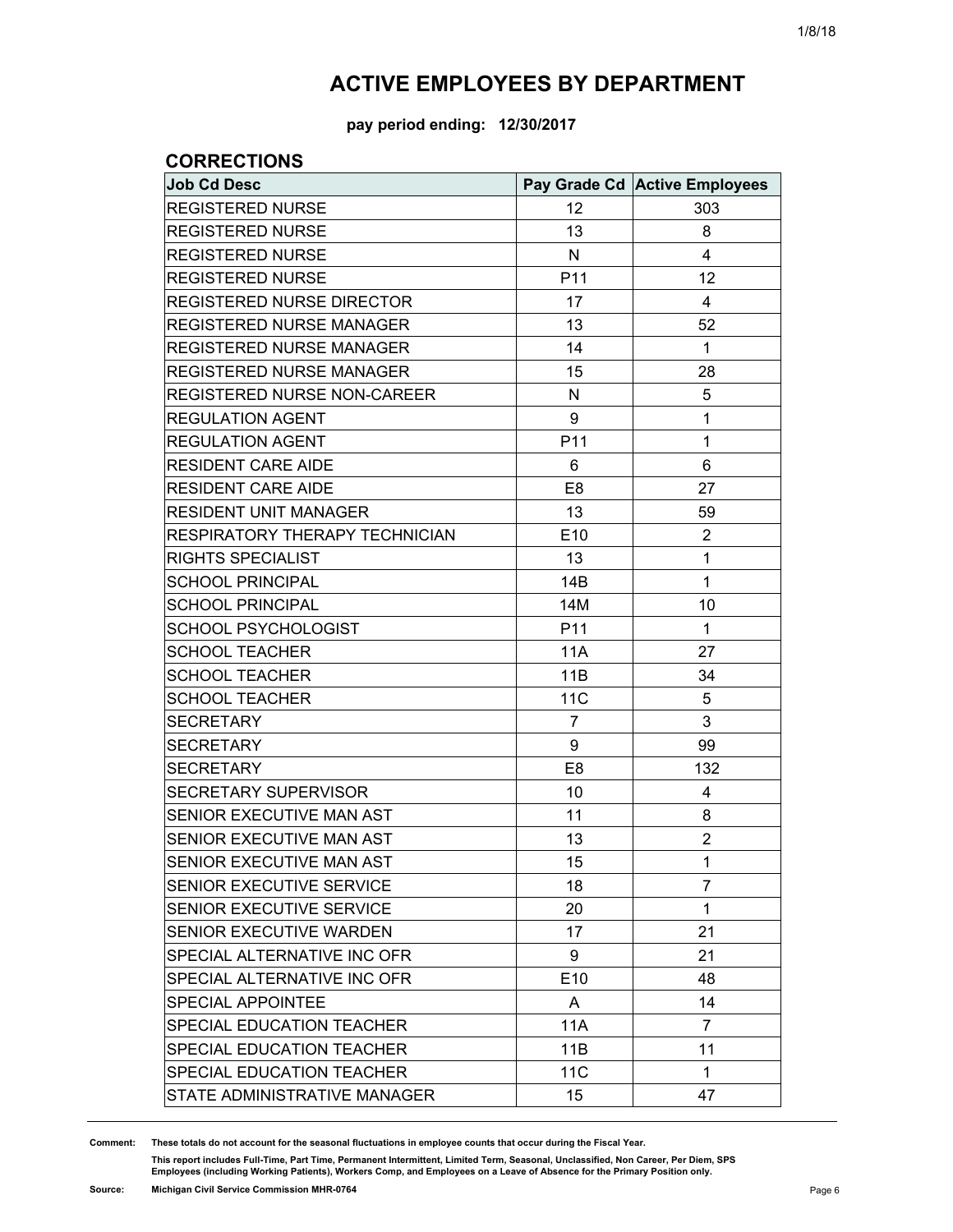# ACTIVE EMPLOYEES BY DEPARTMENT

**pay period ending: 12/30/2017**

## CORRECTIONS

| Job Cd Desc | Pay Grade Cd | Active Employees |
|---|---|---|
| REGISTERED NURSE | 12 | 303 |
| REGISTERED NURSE | 13 | 8 |
| REGISTERED NURSE | N | 4 |
| REGISTERED NURSE | P11 | 12 |
| REGISTERED NURSE DIRECTOR | 17 | 4 |
| REGISTERED NURSE MANAGER | 13 | 52 |
| REGISTERED NURSE MANAGER | 14 | 1 |
| REGISTERED NURSE MANAGER | 15 | 28 |
| REGISTERED NURSE NON-CAREER | N | 5 |
| REGULATION AGENT | 9 | 1 |
| REGULATION AGENT | P11 | 1 |
| RESIDENT CARE AIDE | 6 | 6 |
| RESIDENT CARE AIDE | E8 | 27 |
| RESIDENT UNIT MANAGER | 13 | 59 |
| RESPIRATORY THERAPY TECHNICIAN | E10 | 2 |
| RIGHTS SPECIALIST | 13 | 1 |
| SCHOOL PRINCIPAL | 14B | 1 |
| SCHOOL PRINCIPAL | 14M | 10 |
| SCHOOL PSYCHOLOGIST | P11 | 1 |
| SCHOOL TEACHER | 11A | 27 |
| SCHOOL TEACHER | 11B | 34 |
| SCHOOL TEACHER | 11C | 5 |
| SECRETARY | 7 | 3 |
| SECRETARY | 9 | 99 |
| SECRETARY | E8 | 132 |
| SECRETARY SUPERVISOR | 10 | 4 |
| SENIOR EXECUTIVE MAN AST | 11 | 8 |
| SENIOR EXECUTIVE MAN AST | 13 | 2 |
| SENIOR EXECUTIVE MAN AST | 15 | 1 |
| SENIOR EXECUTIVE SERVICE | 18 | 7 |
| SENIOR EXECUTIVE SERVICE | 20 | 1 |
| SENIOR EXECUTIVE WARDEN | 17 | 21 |
| SPECIAL ALTERNATIVE INC OFR | 9 | 21 |
| SPECIAL ALTERNATIVE INC OFR | E10 | 48 |
| SPECIAL APPOINTEE | A | 14 |
| SPECIAL EDUCATION TEACHER | 11A | 7 |
| SPECIAL EDUCATION TEACHER | 11B | 11 |
| SPECIAL EDUCATION TEACHER | 11C | 1 |
| STATE ADMINISTRATIVE MANAGER | 15 | 47 |

**Comment:** **These totals do not account for the seasonal fluctuations in employee counts that occur during the Fiscal Year.**

**This report includes Full-Time, Part Time, Permanent Intermittent, Limited Term, Seasonal, Unclassified, Non Career, Per Diem, SPS Employees (including Working Patients), Workers Comp, and Employees on a Leave of Absence for the Primary Position only.**

**Source:** **Michigan Civil Service Commission MHR-0764**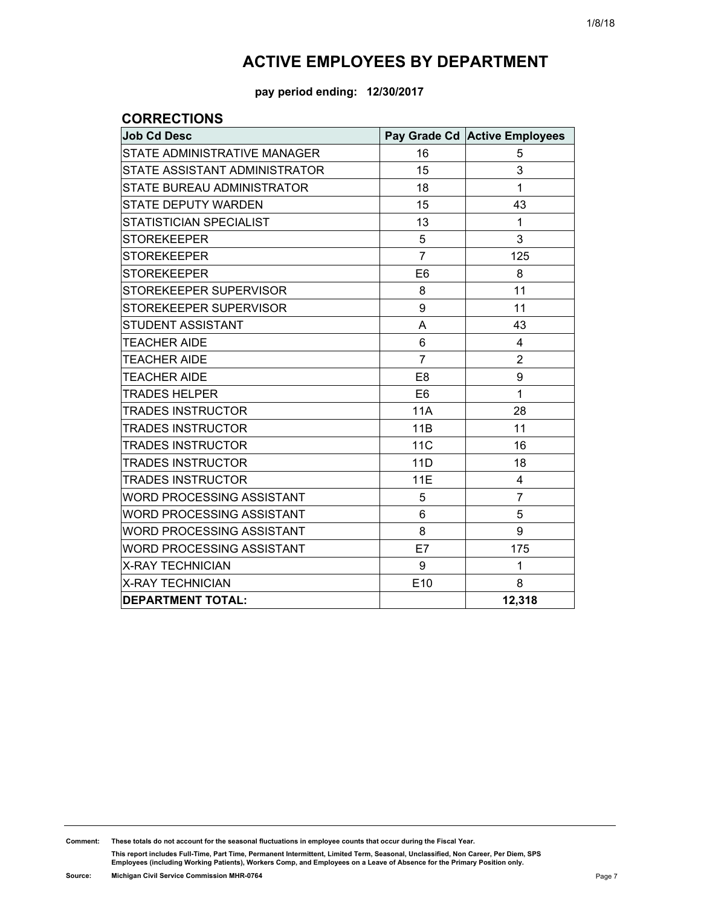# ACTIVE EMPLOYEES BY DEPARTMENT

**pay period ending: 12/30/2017**

## CORRECTIONS

| Job Cd Desc | Pay Grade Cd | Active Employees |
|---|---|---|
| STATE ADMINISTRATIVE MANAGER | 16 | 5 |
| STATE ASSISTANT ADMINISTRATOR | 15 | 3 |
| STATE BUREAU ADMINISTRATOR | 18 | 1 |
| STATE DEPUTY WARDEN | 15 | 43 |
| STATISTICIAN SPECIALIST | 13 | 1 |
| STOREKEEPER | 5 | 3 |
| STOREKEEPER | 7 | 125 |
| STOREKEEPER | E6 | 8 |
| STOREKEEPER SUPERVISOR | 8 | 11 |
| STOREKEEPER SUPERVISOR | 9 | 11 |
| STUDENT ASSISTANT | A | 43 |
| TEACHER AIDE | 6 | 4 |
| TEACHER AIDE | 7 | 2 |
| TEACHER AIDE | E8 | 9 |
| TRADES HELPER | E6 | 1 |
| TRADES INSTRUCTOR | 11A | 28 |
| TRADES INSTRUCTOR | 11B | 11 |
| TRADES INSTRUCTOR | 11C | 16 |
| TRADES INSTRUCTOR | 11D | 18 |
| TRADES INSTRUCTOR | 11E | 4 |
| WORD PROCESSING ASSISTANT | 5 | 7 |
| WORD PROCESSING ASSISTANT | 6 | 5 |
| WORD PROCESSING ASSISTANT | 8 | 9 |
| WORD PROCESSING ASSISTANT | E7 | 175 |
| X-RAY TECHNICIAN | 9 | 1 |
| X-RAY TECHNICIAN | E10 | 8 |
| **DEPARTMENT TOTAL:** | | **12,318** |

**Comment:** These totals do not account for the seasonal fluctuations in employee counts that occur during the Fiscal Year.

This report includes Full-Time, Part Time, Permanent Intermittent, Limited Term, Seasonal, Unclassified, Non Career, Per Diem, SPS Employees (including Working Patients), Workers Comp, and Employees on a Leave of Absence for the Primary Position only.

**Source:** Michigan Civil Service Commission MHR-0764